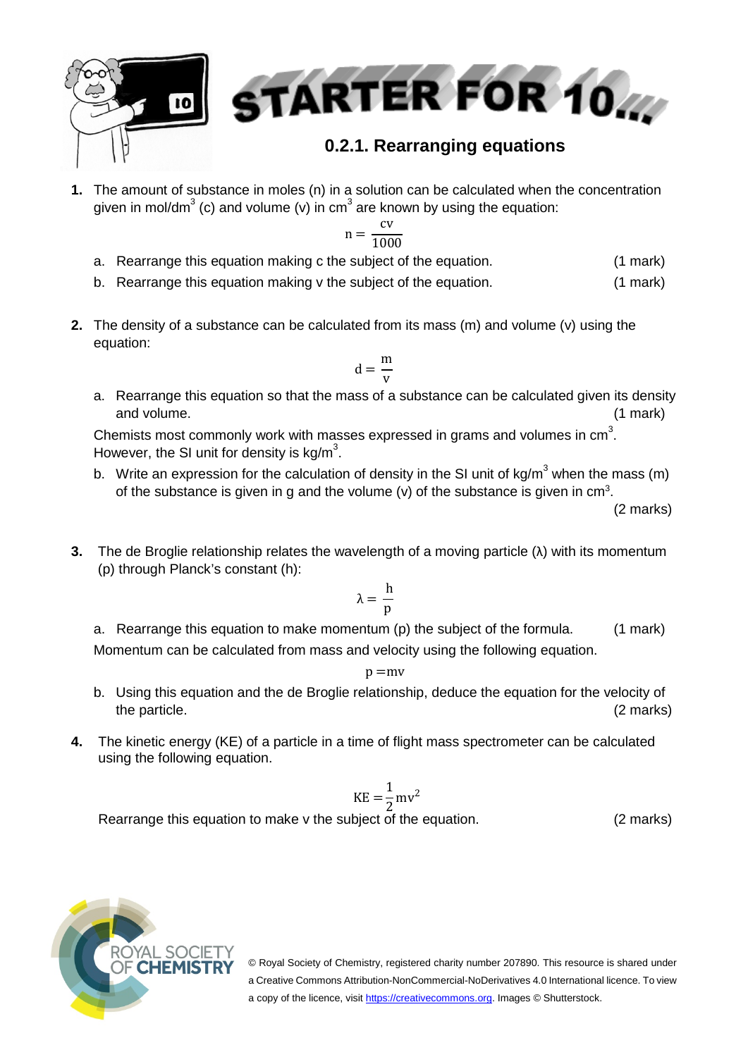# STARTER FOR 10...

## 0.2.1. Rearranging equations

**1.** The amount of substance in moles (n) in a solution can be calculated when the concentration given in mol/dm$^3$ (c) and volume (v) in cm$^3$ are known by using the equation:

$$n = \frac{cv}{1000}$$

a. Rearrange this equation making c the subject of the equation. (1 mark)

b. Rearrange this equation making v the subject of the equation. (1 mark)

**2.** The density of a substance can be calculated from its mass (m) and volume (v) using the equation:

$$d = \frac{m}{v}$$

a. Rearrange this equation so that the mass of a substance can be calculated given its density and volume. (1 mark)

Chemists most commonly work with masses expressed in grams and volumes in cm$^3$. However, the SI unit for density is kg/m$^3$.

b. Write an expression for the calculation of density in the SI unit of kg/m$^3$ when the mass (m) of the substance is given in g and the volume (v) of the substance is given in cm$^3$. (2 marks)

**3.** The de Broglie relationship relates the wavelength of a moving particle (λ) with its momentum (p) through Planck's constant (h):

$$\lambda = \frac{h}{p}$$

a. Rearrange this equation to make momentum (p) the subject of the formula. (1 mark)

Momentum can be calculated from mass and velocity using the following equation.

$$p = mv$$

b. Using this equation and the de Broglie relationship, deduce the equation for the velocity of the particle. (2 marks)

**4.** The kinetic energy (KE) of a particle in a time of flight mass spectrometer can be calculated using the following equation.

$$KE = \frac{1}{2}mv^2$$

Rearrange this equation to make v the subject of the equation. (2 marks)

ROYAL SOCIETY OF CHEMISTRY

© Royal Society of Chemistry, registered charity number 207890. This resource is shared under a Creative Commons Attribution-NonCommercial-NoDerivatives 4.0 International licence. To view a copy of the licence, visit https://creativecommons.org. Images © Shutterstock.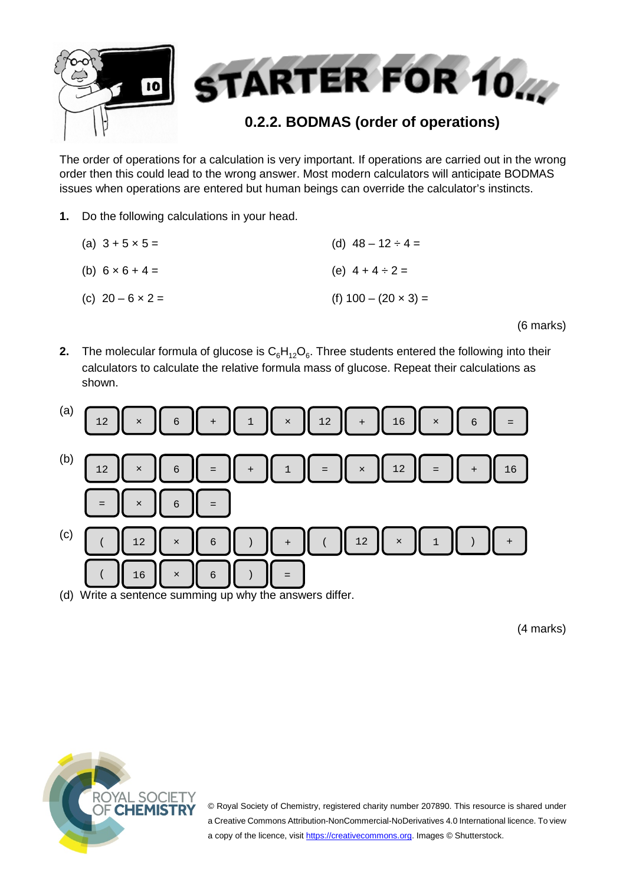# STARTER FOR 10...

## 0.2.2. BODMAS (order of operations)

The order of operations for a calculation is very important. If operations are carried out in the wrong order then this could lead to the wrong answer. Most modern calculators will anticipate BODMAS issues when operations are entered but human beings can override the calculator's instincts.

**1.** Do the following calculations in your head.

(a) $3 + 5 \times 5 =$

(b) $6 \times 6 + 4 =$

(c) $20 - 6 \times 2 =$

(d) $48 - 12 \div 4 =$

(e) $4 + 4 \div 2 =$

(f) $100 - (20 \times 3) =$

(6 marks)

**2.** The molecular formula of glucose is $C_6H_{12}O_6$. Three students entered the following into their calculators to calculate the relative formula mass of glucose. Repeat their calculations as shown.

(a) `12` `×` `6` `+` `1` `×` `12` `+` `16` `×` `6` `=`

(b) `12` `×` `6` `=` `+` `1` `=` `×` `12` `=` `+` `16` `=` `×` `6` `=`

(c) `(` `12` `×` `6` `)` `+` `(` `12` `×` `1` `)` `+` `(` `16` `×` `6` `)` `=`

(d) Write a sentence summing up why the answers differ.

(4 marks)

© Royal Society of Chemistry, registered charity number 207890. This resource is shared under a Creative Commons Attribution-NonCommercial-NoDerivatives 4.0 International licence. To view a copy of the licence, visit https://creativecommons.org. Images © Shutterstock.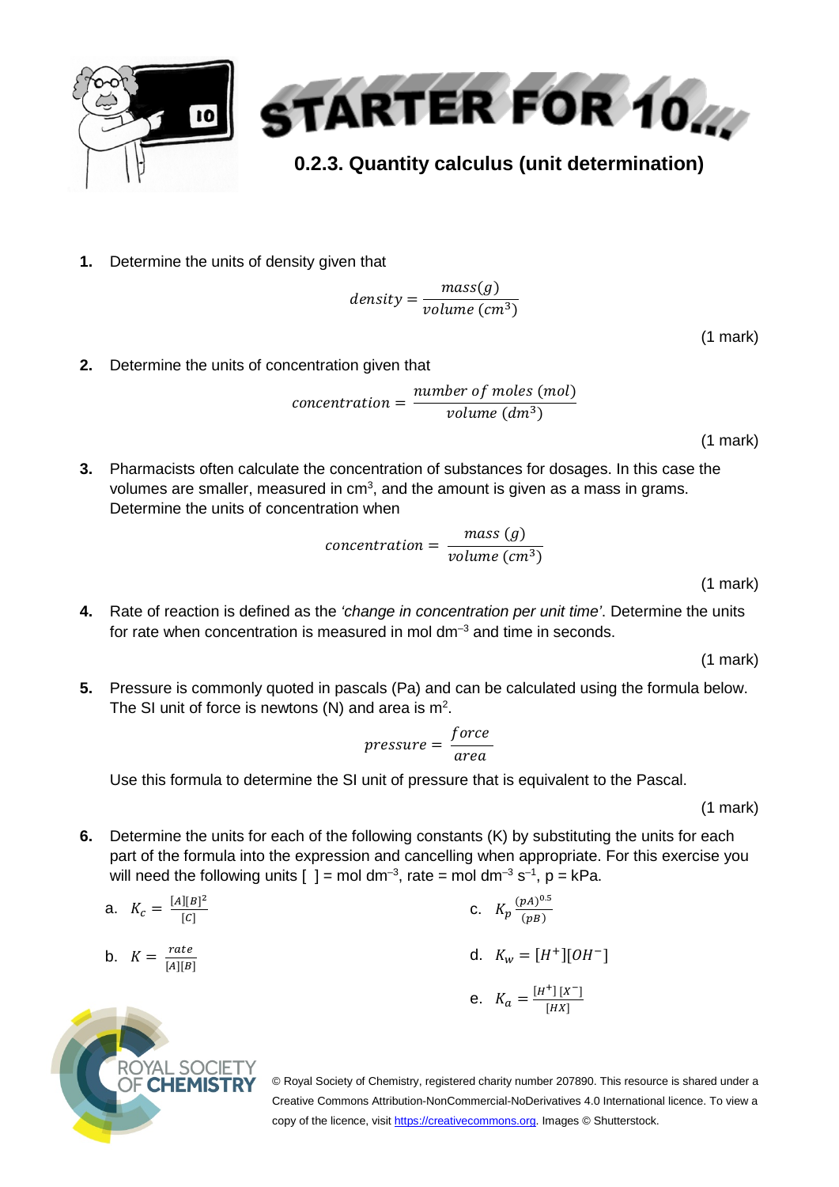# STARTER FOR 10...

## 0.2.3. Quantity calculus (unit determination)

**1.** Determine the units of density given that

$$density = \frac{mass(g)}{volume\ (cm^3)}$$

(1 mark)

**2.** Determine the units of concentration given that

$$concentration = \frac{number\ of\ moles\ (mol)}{volume\ (dm^3)}$$

(1 mark)

**3.** Pharmacists often calculate the concentration of substances for dosages. In this case the volumes are smaller, measured in $cm^3$, and the amount is given as a mass in grams. Determine the units of concentration when

$$concentration = \frac{mass\ (g)}{volume\ (cm^3)}$$

(1 mark)

**4.** Rate of reaction is defined as the *'change in concentration per unit time'*. Determine the units for rate when concentration is measured in mol $dm^{-3}$ and time in seconds.

(1 mark)

**5.** Pressure is commonly quoted in pascals (Pa) and can be calculated using the formula below. The SI unit of force is newtons (N) and area is $m^2$.

$$pressure = \frac{force}{area}$$

Use this formula to determine the SI unit of pressure that is equivalent to the Pascal.

(1 mark)

**6.** Determine the units for each of the following constants (K) by substituting the units for each part of the formula into the expression and cancelling when appropriate. For this exercise you will need the following units [ ] = mol $dm^{-3}$, rate = mol $dm^{-3}$ $s^{-1}$, p = kPa.

a. $K_c = \frac{[A][B]^2}{[C]}$

b. $K = \frac{rate}{[A][B]}$

c. $K_p \frac{(pA)^{0.5}}{(pB)}$

d. $K_w = [H^+][OH^-]$

e. $K_a = \frac{[H^+]\,[X^-]}{[HX]}$

© Royal Society of Chemistry, registered charity number 207890. This resource is shared under a Creative Commons Attribution-NonCommercial-NoDerivatives 4.0 International licence. To view a copy of the licence, visit https://creativecommons.org. Images © Shutterstock.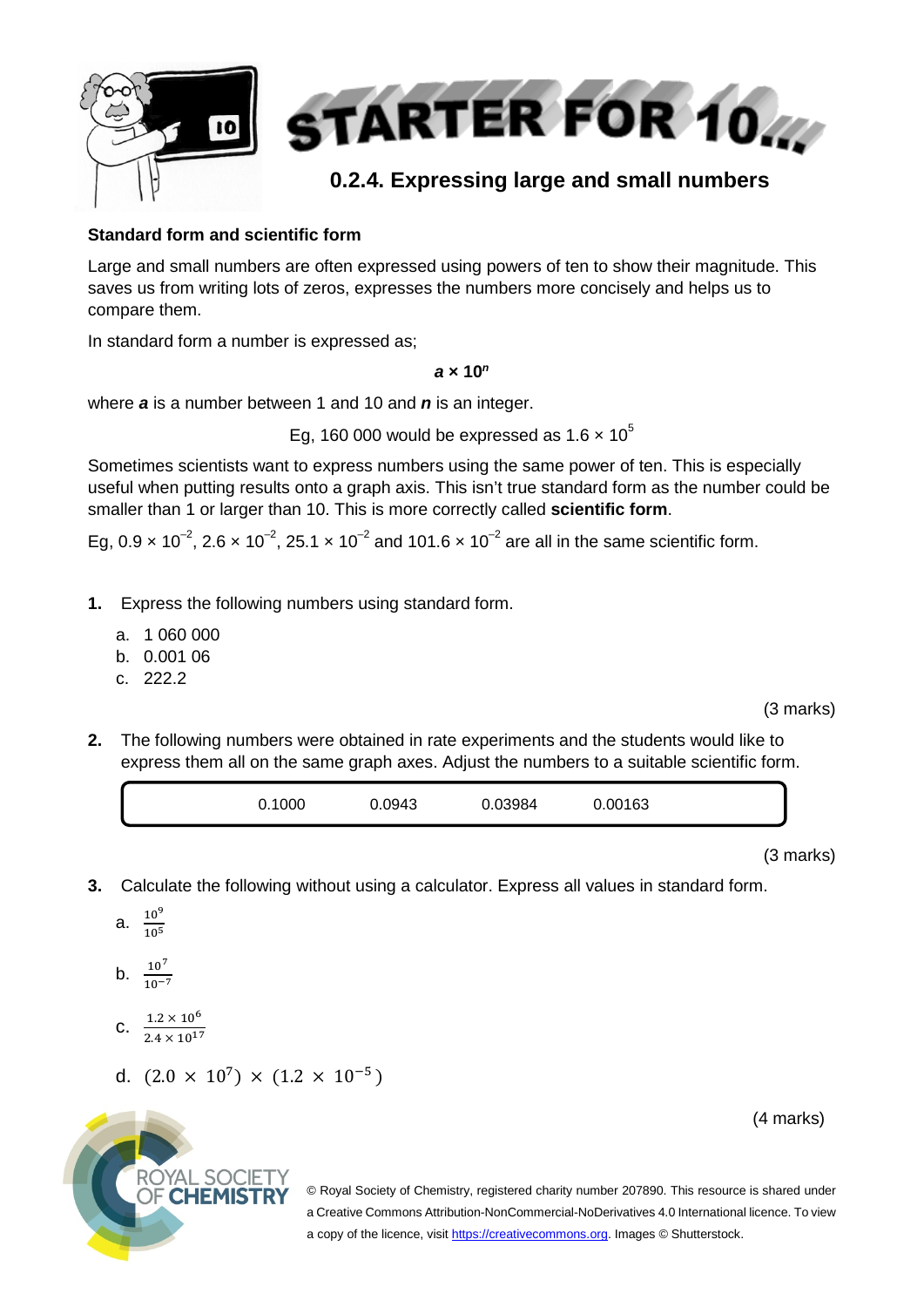# STARTER FOR 10...

## 0.2.4. Expressing large and small numbers

### Standard form and scientific form

Large and small numbers are often expressed using powers of ten to show their magnitude. This saves us from writing lots of zeros, expresses the numbers more concisely and helps us to compare them.

In standard form a number is expressed as;

$$\boldsymbol{a} \times \mathbf{10}^{\boldsymbol{n}}$$

where ***a*** is a number between 1 and 10 and ***n*** is an integer.

Eg, 160 000 would be expressed as $1.6 \times 10^5$

Sometimes scientists want to express numbers using the same power of ten. This is especially useful when putting results onto a graph axis. This isn't true standard form as the number could be smaller than 1 or larger than 10. This is more correctly called **scientific form**.

Eg, $0.9 \times 10^{-2}$, $2.6 \times 10^{-2}$, $25.1 \times 10^{-2}$ and $101.6 \times 10^{-2}$ are all in the same scientific form.

**1.** Express the following numbers using standard form.

a. 1 060 000
b. 0.001 06
c. 222.2

(3 marks)

**2.** The following numbers were obtained in rate experiments and the students would like to express them all on the same graph axes. Adjust the numbers to a suitable scientific form.

| 0.1000 | 0.0943 | 0.03984 | 0.00163 |
|---|---|---|---|

(3 marks)

**3.** Calculate the following without using a calculator. Express all values in standard form.

a. $\frac{10^9}{10^5}$

b. $\frac{10^7}{10^{-7}}$

c. $\frac{1.2 \times 10^6}{2.4 \times 10^{17}}$

d. $(2.0 \times 10^7) \times (1.2 \times 10^{-5})$

(4 marks)

© Royal Society of Chemistry, registered charity number 207890. This resource is shared under a Creative Commons Attribution-NonCommercial-NoDerivatives 4.0 International licence. To view a copy of the licence, visit https://creativecommons.org. Images © Shutterstock.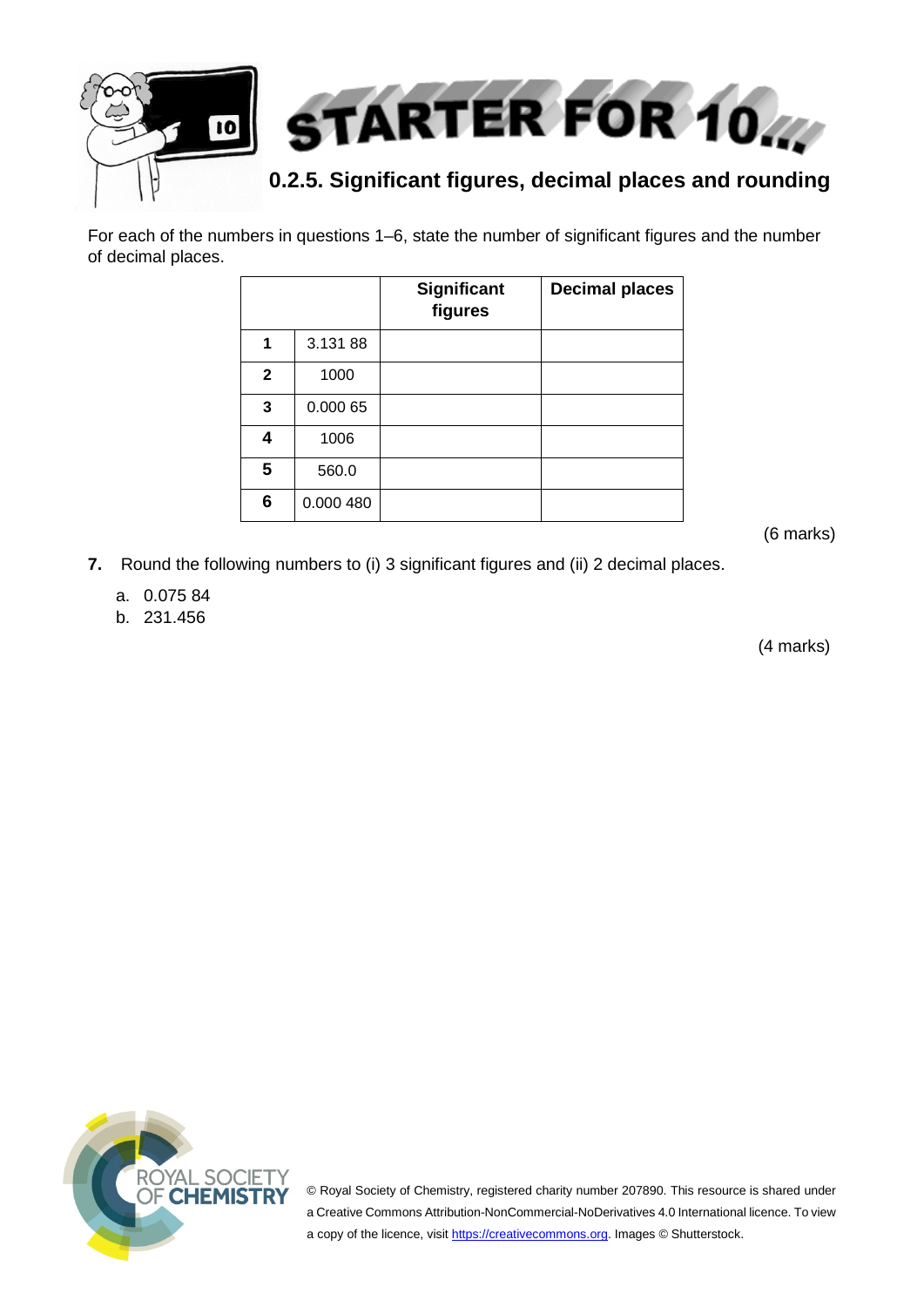# STARTER FOR 10...

## 0.2.5. Significant figures, decimal places and rounding

For each of the numbers in questions 1–6, state the number of significant figures and the number of decimal places.

| | | Significant figures | Decimal places |
|---|---|---|---|
| **1** | 3.131 88 | | |
| **2** | 1000 | | |
| **3** | 0.000 65 | | |
| **4** | 1006 | | |
| **5** | 560.0 | | |
| **6** | 0.000 480 | | |

(6 marks)

**7.** Round the following numbers to (i) 3 significant figures and (ii) 2 decimal places.

a. 0.075 84

b. 231.456

(4 marks)

© Royal Society of Chemistry, registered charity number 207890. This resource is shared under a Creative Commons Attribution-NonCommercial-NoDerivatives 4.0 International licence. To view a copy of the licence, visit https://creativecommons.org. Images © Shutterstock.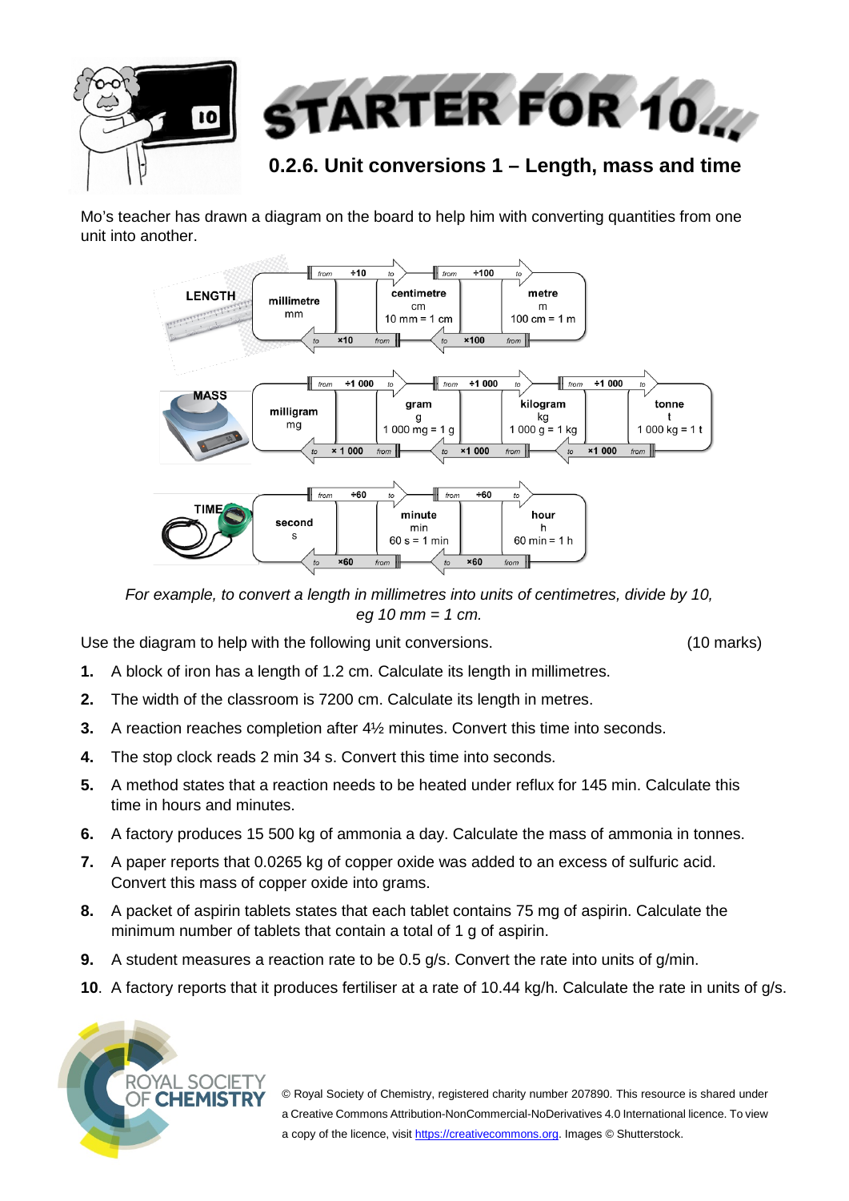# STARTER FOR 10...

## 0.2.6. Unit conversions 1 – Length, mass and time

Mo's teacher has drawn a diagram on the board to help him with converting quantities from one unit into another.

**LENGTH**

| millimetre mm | from ÷10 to → / ← to ×10 from | centimetre cm 10 mm = 1 cm | from ÷100 to → / ← to ×100 from | metre m 100 cm = 1 m |
|---|---|---|---|---|

**MASS**

| milligram mg | from ÷1 000 to → / ← to × 1 000 from | gram g 1 000 mg = 1 g | from ÷1 000 to → / ← to ×1 000 from | kilogram kg 1 000 g = 1 kg | from ÷1 000 to → / ← to ×1 000 from | tonne t 1 000 kg = 1 t |
|---|---|---|---|---|---|---|

**TIME**

| second s | from ÷60 to → / ← to ×60 from | minute min 60 s = 1 min | from ÷60 to → / ← to ×60 from | hour h 60 min = 1 h |
|---|---|---|---|---|

*For example, to convert a length in millimetres into units of centimetres, divide by 10, eg 10 mm = 1 cm.*

Use the diagram to help with the following unit conversions. (10 marks)

1. A block of iron has a length of 1.2 cm. Calculate its length in millimetres.
2. The width of the classroom is 7200 cm. Calculate its length in metres.
3. A reaction reaches completion after 4½ minutes. Convert this time into seconds.
4. The stop clock reads 2 min 34 s. Convert this time into seconds.
5. A method states that a reaction needs to be heated under reflux for 145 min. Calculate this time in hours and minutes.
6. A factory produces 15 500 kg of ammonia a day. Calculate the mass of ammonia in tonnes.
7. A paper reports that 0.0265 kg of copper oxide was added to an excess of sulfuric acid. Convert this mass of copper oxide into grams.
8. A packet of aspirin tablets states that each tablet contains 75 mg of aspirin. Calculate the minimum number of tablets that contain a total of 1 g of aspirin.
9. A student measures a reaction rate to be 0.5 g/s. Convert the rate into units of g/min.
10. A factory reports that it produces fertiliser at a rate of 10.44 kg/h. Calculate the rate in units of g/s.

© Royal Society of Chemistry, registered charity number 207890. This resource is shared under a Creative Commons Attribution-NonCommercial-NoDerivatives 4.0 International licence. To view a copy of the licence, visit https://creativecommons.org. Images © Shutterstock.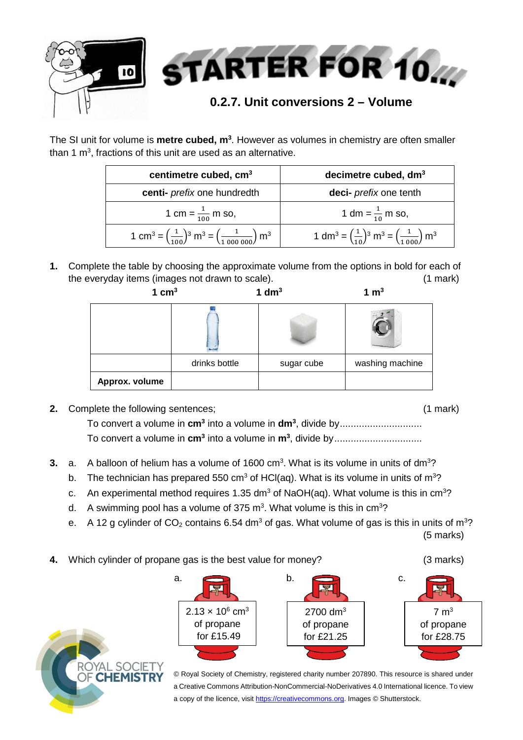# STARTER FOR 10...

## 0.2.7. Unit conversions 2 – Volume

The SI unit for volume is **metre cubed, m$^3$**. However as volumes in chemistry are often smaller than 1 m$^3$, fractions of this unit are used as an alternative.

| centimetre cubed, cm$^3$ | decimetre cubed, dm$^3$ |
|---|---|
| **centi-** *prefix* one hundredth | **deci-** *prefix* one tenth |
| 1 cm = $\frac{1}{100}$ m so, | 1 dm = $\frac{1}{10}$ m so, |
| 1 cm$^3$ = $\left(\frac{1}{100}\right)^3$ m$^3$ = $\left(\frac{1}{1\ 000\ 000}\right)$ m$^3$ | 1 dm$^3$ = $\left(\frac{1}{10}\right)^3$ m$^3$ = $\left(\frac{1}{1\ 000}\right)$ m$^3$ |

**1.** Complete the table by choosing the approximate volume from the options in bold for each of the everyday items (images not drawn to scale). (1 mark)

**1 cm$^3$** **1 dm$^3$** **1 m$^3$**

| | drinks bottle | sugar cube | washing machine |
|---|---|---|---|
| **Approx. volume** | | | |

**2.** Complete the following sentences; (1 mark)

To convert a volume in **cm$^3$** into a volume in **dm$^3$**, divide by.............................

To convert a volume in **cm$^3$** into a volume in **m$^3$**, divide by...............................

**3.** a. A balloon of helium has a volume of 1600 cm$^3$. What is its volume in units of dm$^3$?

b. The technician has prepared 550 cm$^3$ of HCl(aq). What is its volume in units of m$^3$?

c. An experimental method requires 1.35 dm$^3$ of NaOH(aq). What volume is this in cm$^3$?

d. A swimming pool has a volume of 375 m$^3$. What volume is this in cm$^3$?

e. A 12 g cylinder of $CO_2$ contains 6.54 dm$^3$ of gas. What volume of gas is this in units of m$^3$?

(5 marks)

**4.** Which cylinder of propane gas is the best value for money? (3 marks)

a. $2.13 \times 10^6$ cm$^3$ of propane for £15.49

b. 2700 dm$^3$ of propane for £21.25

c. 7 m$^3$ of propane for £28.75

© Royal Society of Chemistry, registered charity number 207890. This resource is shared under a Creative Commons Attribution-NonCommercial-NoDerivatives 4.0 International licence. To view a copy of the licence, visit https://creativecommons.org. Images © Shutterstock.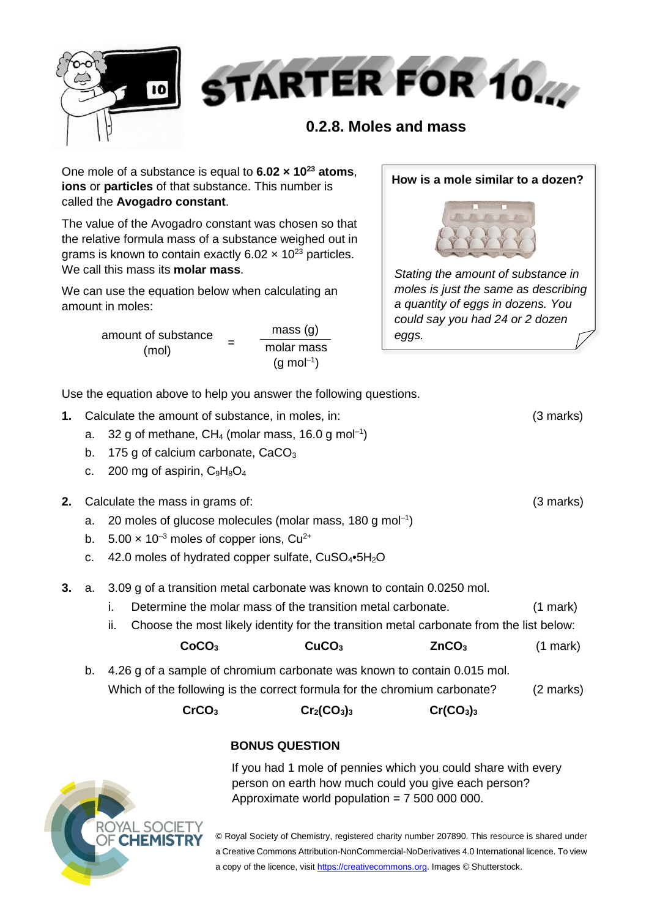# STARTER FOR 10...

## 0.2.8. Moles and mass

One mole of a substance is equal to **$6.02 \times 10^{23}$ atoms**, **ions** or **particles** of that substance. This number is called the **Avogadro constant**.

The value of the Avogadro constant was chosen so that the relative formula mass of a substance weighed out in grams is known to contain exactly $6.02 \times 10^{23}$ particles. We call this mass its **molar mass**.

We can use the equation below when calculating an amount in moles:

$$\text{amount of substance (mol)} = \frac{\text{mass (g)}}{\text{molar mass (g mol}^{-1}\text{)}}$$

**How is a mole similar to a dozen?**

*Stating the amount of substance in moles is just the same as describing a quantity of eggs in dozens. You could say you had 24 or 2 dozen eggs.*

Use the equation above to help you answer the following questions.

**1.** Calculate the amount of substance, in moles, in: (3 marks)

a. 32 g of methane, $CH_4$ (molar mass, 16.0 g mol$^{-1}$)

b. 175 g of calcium carbonate, $CaCO_3$

c. 200 mg of aspirin, $C_9H_8O_4$

**2.** Calculate the mass in grams of: (3 marks)

a. 20 moles of glucose molecules (molar mass, 180 g mol$^{-1}$)

b. $5.00 \times 10^{-3}$ moles of copper ions, $Cu^{2+}$

c. 42.0 moles of hydrated copper sulfate, $CuSO_4$•$5H_2O$

**3.** a. 3.09 g of a transition metal carbonate was known to contain 0.0250 mol.

i. Determine the molar mass of the transition metal carbonate. (1 mark)

ii. Choose the most likely identity for the transition metal carbonate from the list below: (1 mark)

**$CoCO_3$** **$CuCO_3$** **$ZnCO_3$**

b. 4.26 g of a sample of chromium carbonate was known to contain 0.015 mol. Which of the following is the correct formula for the chromium carbonate? (2 marks)

**$CrCO_3$** **$Cr_2(CO_3)_3$** **$Cr(CO_3)_3$**

### BONUS QUESTION

If you had 1 mole of pennies which you could share with every person on earth how much could you give each person? Approximate world population = 7 500 000 000.

© Royal Society of Chemistry, registered charity number 207890. This resource is shared under a Creative Commons Attribution-NonCommercial-NoDerivatives 4.0 International licence. To view a copy of the licence, visit https://creativecommons.org. Images © Shutterstock.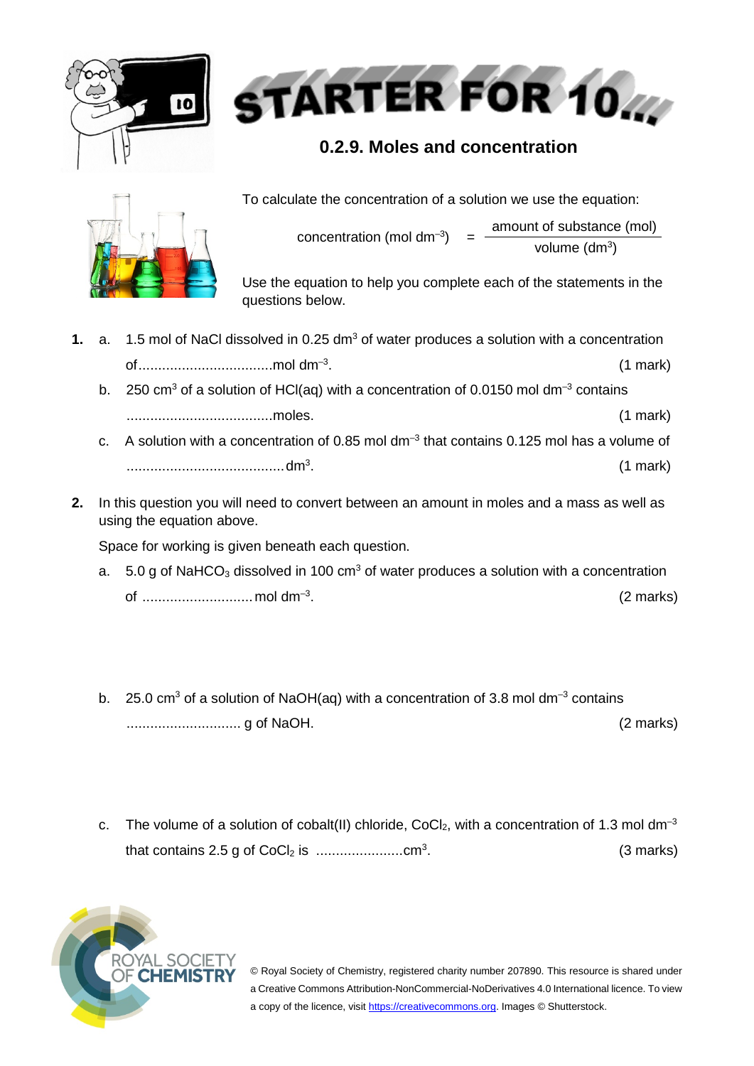# STARTER FOR 10...

## 0.2.9. Moles and concentration

To calculate the concentration of a solution we use the equation:

$$\text{concentration (mol dm}^{-3}\text{)} = \frac{\text{amount of substance (mol)}}{\text{volume (dm}^3\text{)}}$$

Use the equation to help you complete each of the statements in the questions below.

**1.** a. 1.5 mol of NaCl dissolved in 0.25 dm$^3$ of water produces a solution with a concentration of.................................mol dm$^{-3}$. (1 mark)

b. 250 cm$^3$ of a solution of HCl(aq) with a concentration of 0.0150 mol dm$^{-3}$ contains ....................................moles. (1 mark)

c. A solution with a concentration of 0.85 mol dm$^{-3}$ that contains 0.125 mol has a volume of .......................................dm$^3$. (1 mark)

**2.** In this question you will need to convert between an amount in moles and a mass as well as using the equation above.

Space for working is given beneath each question.

a. 5.0 g of $NaHCO_3$ dissolved in 100 cm$^3$ of water produces a solution with a concentration of ........................... mol dm$^{-3}$. (2 marks)

b. 25.0 cm$^3$ of a solution of NaOH(aq) with a concentration of 3.8 mol dm$^{-3}$ contains ............................ g of NaOH. (2 marks)

c. The volume of a solution of cobalt(II) chloride, $CoCl_2$, with a concentration of 1.3 mol dm$^{-3}$ that contains 2.5 g of $CoCl_2$ is .....................cm$^3$. (3 marks)

ROYAL SOCIETY OF CHEMISTRY

© Royal Society of Chemistry, registered charity number 207890. This resource is shared under a Creative Commons Attribution-NonCommercial-NoDerivatives 4.0 International licence. To view a copy of the licence, visit https://creativecommons.org. Images © Shutterstock.